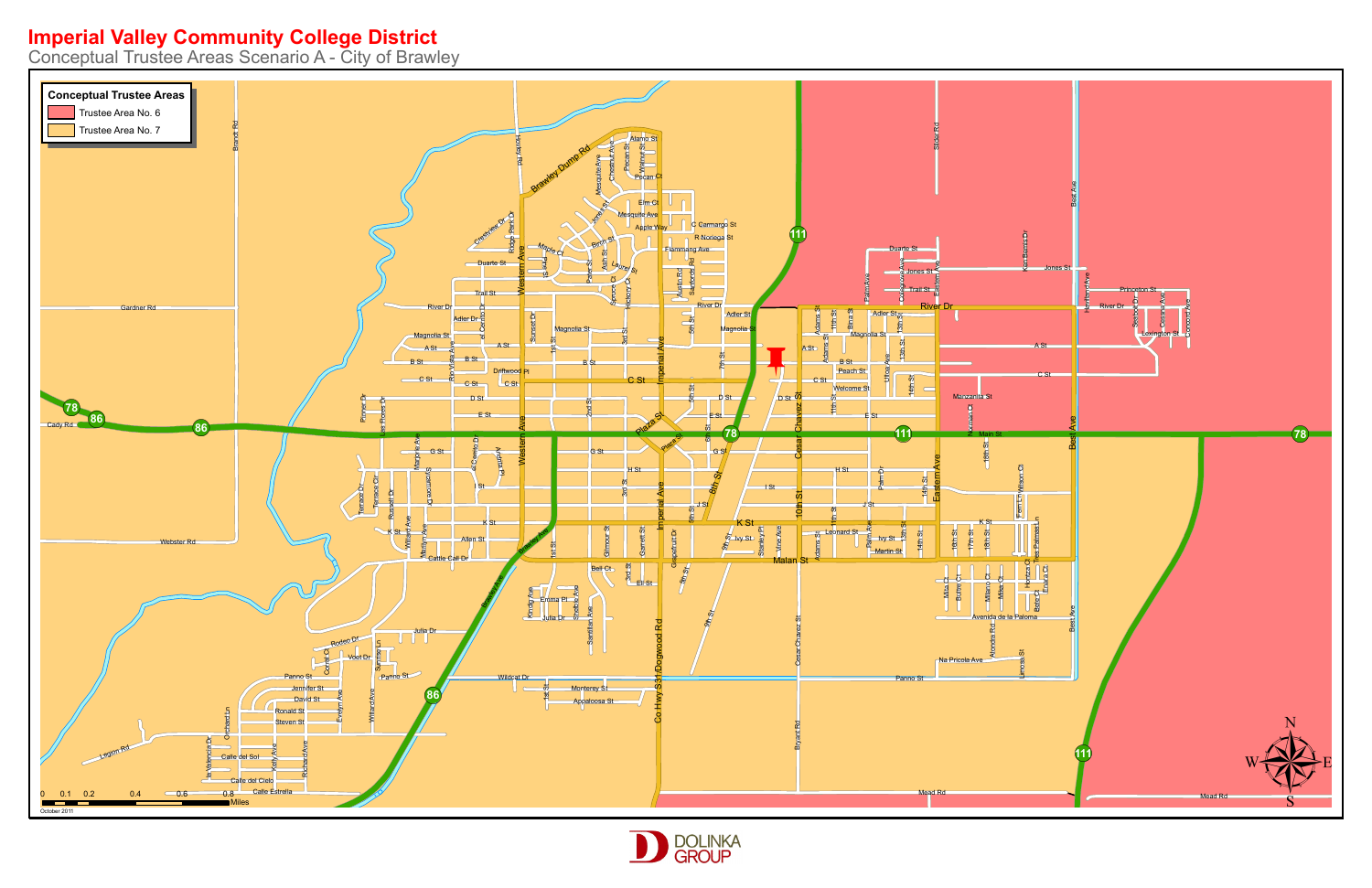# Imperial Valley Community College District

Conceptual Trustee Areas Scenario A - City of Brawley

**Conceptual Trustee Areas**

- Trustee Area No. 6
- Trustee Area No. 7

0 0.1 0.2 0.4 0.6 0.8 Miles

October 2011

DOLINKA GROUP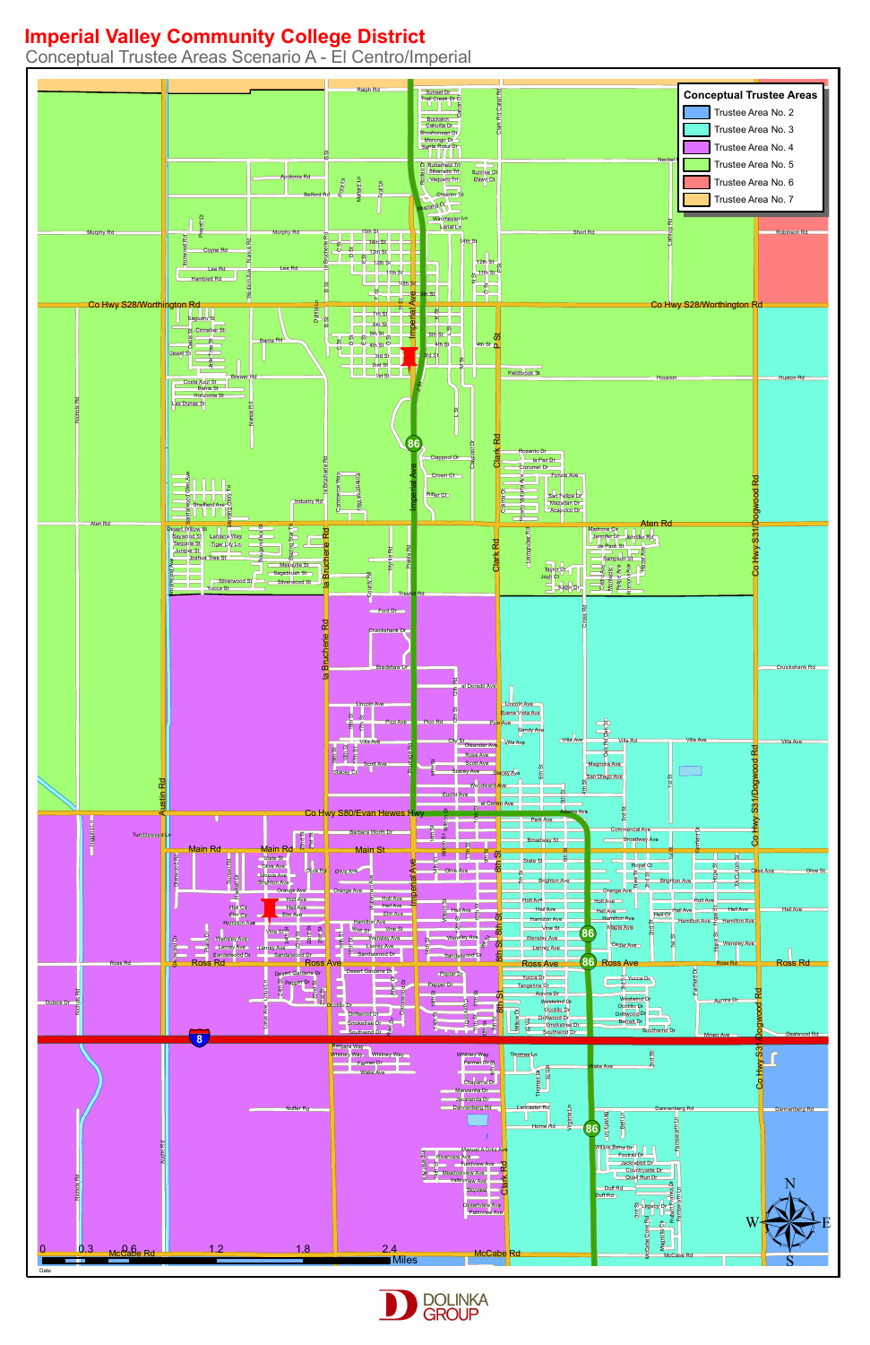# Imperial Valley Community College District

Conceptual Trustee Areas Scenario A - El Centro/Imperial

**Conceptual Trustee Areas**

- Trustee Area No. 2
- Trustee Area No. 3
- Trustee Area No. 4
- Trustee Area No. 5
- Trustee Area No. 6
- Trustee Area No. 7

0 0.3 0.6 1.2 1.8 2.4 Miles

DOLINKA GROUP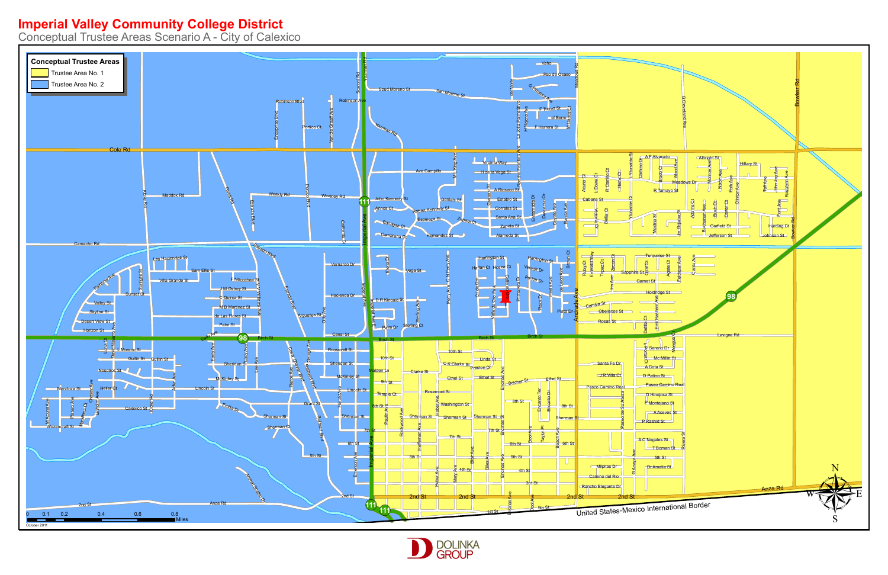# Imperial Valley Community College District

Conceptual Trustee Areas Scenario A - City of Calexico

**Conceptual Trustee Areas**

- Trustee Area No. 1
- Trustee Area No. 2

0 0.1 0.2 0.4 0.6 0.8 Miles

October 2011

United States-Mexico International Border

DOLINKA GROUP